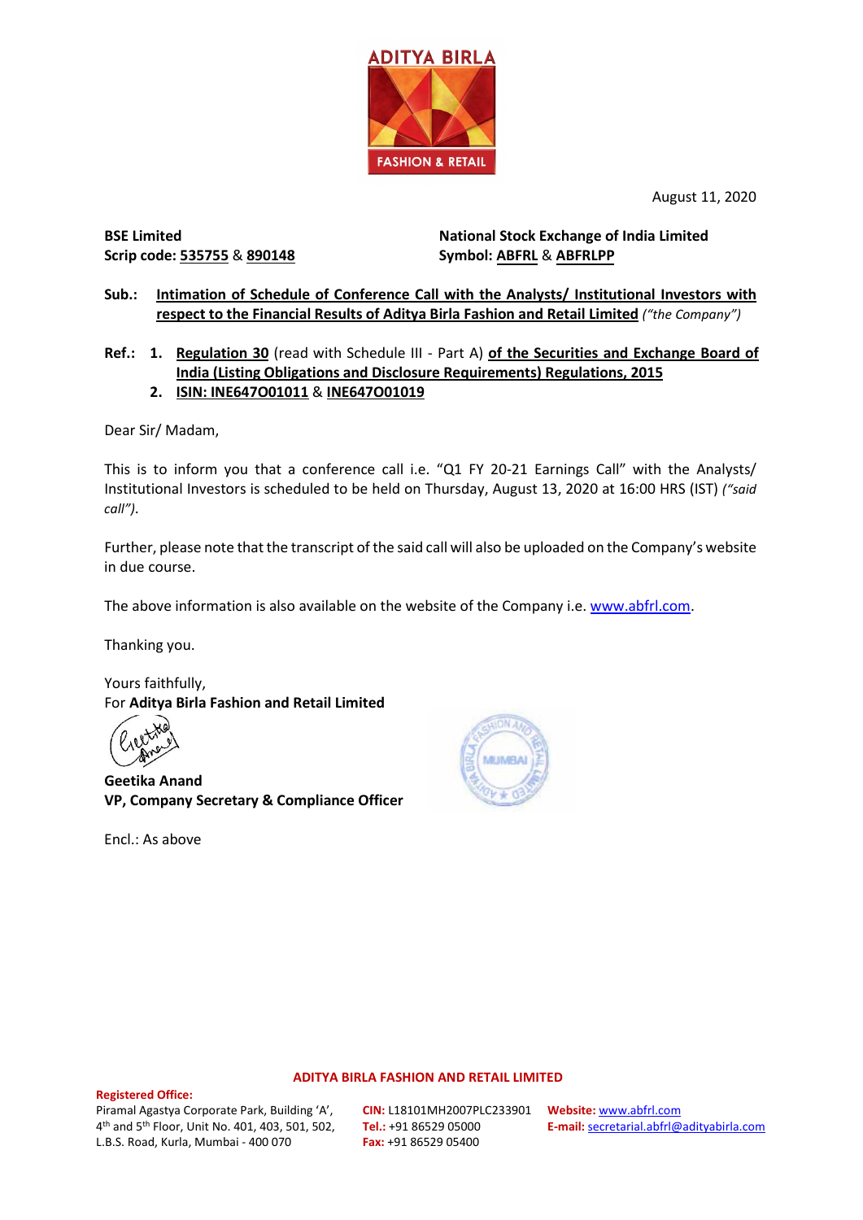August 11, 2020

**BSE Limited**
**Scrip code: 535755 & 890148**

**National Stock Exchange of India Limited**
**Symbol: ABFRL & ABFRLPP**

**Sub.:** **Intimation of Schedule of Conference Call with the Analysts/ Institutional Investors with respect to the Financial Results of Aditya Birla Fashion and Retail Limited** *("the Company")*

**Ref.:**
1. **Regulation 30** (read with Schedule III - Part A) **of the Securities and Exchange Board of India (Listing Obligations and Disclosure Requirements) Regulations, 2015**
2. **ISIN: INE647O01011** & **INE647O01019**

Dear Sir/ Madam,

This is to inform you that a conference call i.e. "Q1 FY 20-21 Earnings Call" with the Analysts/ Institutional Investors is scheduled to be held on Thursday, August 13, 2020 at 16:00 HRS (IST) *("said call")*.

Further, please note that the transcript of the said call will also be uploaded on the Company's website in due course.

The above information is also available on the website of the Company i.e. www.abfrl.com.

Thanking you.

Yours faithfully,
For **Aditya Birla Fashion and Retail Limited**

**Geetika Anand**
**VP, Company Secretary & Compliance Officer**

Encl.: As above

**ADITYA BIRLA FASHION AND RETAIL LIMITED**

**Registered Office:**
Piramal Agastya Corporate Park, Building 'A', 4th and 5th Floor, Unit No. 401, 403, 501, 502, L.B.S. Road, Kurla, Mumbai - 400 070

**CIN:** L18101MH2007PLC233901
**Tel.:** +91 86529 05000
**Fax:** +91 86529 05400

**Website:** www.abfrl.com
**E-mail:** secretarial.abfrl@adityabirla.com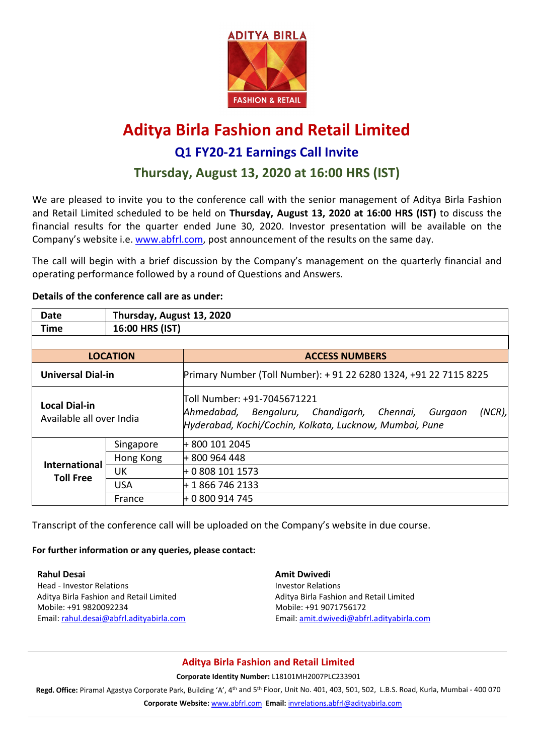# Aditya Birla Fashion and Retail Limited

## Q1 FY20-21 Earnings Call Invite

### Thursday, August 13, 2020 at 16:00 HRS (IST)

We are pleased to invite you to the conference call with the senior management of Aditya Birla Fashion and Retail Limited scheduled to be held on **Thursday, August 13, 2020 at 16:00 HRS (IST)** to discuss the financial results for the quarter ended June 30, 2020. Investor presentation will be available on the Company's website i.e. www.abfrl.com, post announcement of the results on the same day.

The call will begin with a brief discussion by the Company's management on the quarterly financial and operating performance followed by a round of Questions and Answers.

**Details of the conference call are as under:**

| | |
|---|---|
| **Date** | **Thursday, August 13, 2020** |
| **Time** | **16:00 HRS (IST)** |

| **LOCATION** | | **ACCESS NUMBERS** |
|---|---|---|
| **Universal Dial-in** | | Primary Number (Toll Number): + 91 22 6280 1324, +91 22 7115 8225 |
| **Local Dial-in** Available all over India | | Toll Number: +91-7045671221 *Ahmedabad, Bengaluru, Chandigarh, Chennai, Gurgaon (NCR), Hyderabad, Kochi/Cochin, Kolkata, Lucknow, Mumbai, Pune* |
| **International Toll Free** | Singapore | + 800 101 2045 |
| | Hong Kong | + 800 964 448 |
| | UK | + 0 808 101 1573 |
| | USA | + 1 866 746 2133 |
| | France | + 0 800 914 745 |

Transcript of the conference call will be uploaded on the Company's website in due course.

**For further information or any queries, please contact:**

**Rahul Desai**
Head - Investor Relations
Aditya Birla Fashion and Retail Limited
Mobile: +91 9820092234
Email: rahul.desai@abfrl.adityabirla.com

**Amit Dwivedi**
Investor Relations
Aditya Birla Fashion and Retail Limited
Mobile: +91 9071756172
Email: amit.dwivedi@abfrl.adityabirla.com

**Aditya Birla Fashion and Retail Limited**

**Corporate Identity Number:** L18101MH2007PLC233901

**Regd. Office:** Piramal Agastya Corporate Park, Building 'A', 4th and 5th Floor, Unit No. 401, 403, 501, 502, L.B.S. Road, Kurla, Mumbai - 400 070

**Corporate Website:** www.abfrl.com **Email:** invrelations.abfrl@adityabirla.com